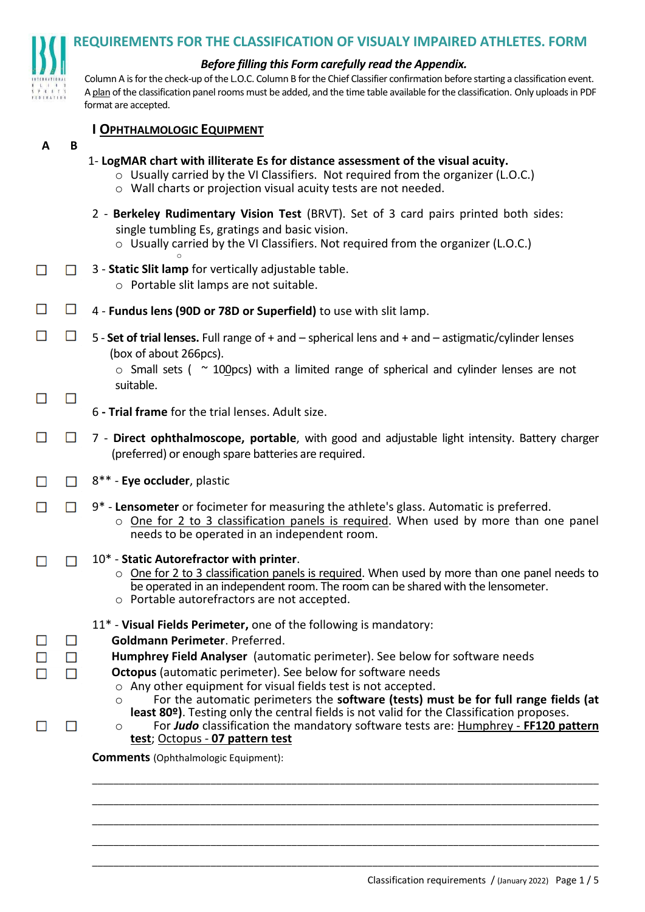# REQUIREMENTS FOR THE CLASSIFICATION OF VISUALY IMPAIRED ATHLETES. FORM

***Before filling this Form carefully read the Appendix.***

Column A is for the check-up of the L.O.C. Column B for the Chief Classifier confirmation before starting a classification event. A plan of the classification panel rooms must be added, and the time table available for the classification. Only uploads in PDF format are accepted.

## I OPHTHALMOLOGIC EQUIPMENT

A B

1- **LogMAR chart with illiterate Es for distance assessment of the visual acuity.**
- Usually carried by the VI Classifiers. Not required from the organizer (L.O.C.)
- Wall charts or projection visual acuity tests are not needed.

2 - **Berkeley Rudimentary Vision Test** (BRVT). Set of 3 card pairs printed both sides: single tumbling Es, gratings and basic vision.
- Usually carried by the VI Classifiers. Not required from the organizer (L.O.C.)

☐ ☐ 3 - **Static Slit lamp** for vertically adjustable table.
- Portable slit lamps are not suitable.

☐ ☐ 4 - **Fundus lens (90D or 78D or Superfield)** to use with slit lamp.

☐ ☐ 5 - **Set of trial lenses.** Full range of + and – spherical lens and + and – astigmatic/cylinder lenses (box of about 266pcs).
- Small sets ( ~ 100pcs) with a limited range of spherical and cylinder lenses are not suitable.

☐ ☐ 6 **- Trial frame** for the trial lenses. Adult size.

☐ ☐ 7 - **Direct ophthalmoscope, portable**, with good and adjustable light intensity. Battery charger (preferred) or enough spare batteries are required.

☐ ☐ 8** - **Eye occluder**, plastic

☐ ☐ 9* - **Lensometer** or focimeter for measuring the athlete's glass. Automatic is preferred.
- One for 2 to 3 classification panels is required. When used by more than one panel needs to be operated in an independent room.

☐ ☐ 10* - **Static Autorefractor with printer**.
- One for 2 to 3 classification panels is required. When used by more than one panel needs to be operated in an independent room. The room can be shared with the lensometer.
- Portable autorefractors are not accepted.

11* - **Visual Fields Perimeter,** one of the following is mandatory:

☐ ☐ **Goldmann Perimeter**. Preferred.

☐ ☐ **Humphrey Field Analyser** (automatic perimeter). See below for software needs

☐ ☐ **Octopus** (automatic perimeter). See below for software needs
- Any other equipment for visual fields test is not accepted.
- For the automatic perimeters the **software (tests) must be for full range fields (at least 80º)**. Testing only the central fields is not valid for the Classification proposes.

☐ ☐
- For ***Judo*** classification the mandatory software tests are: Humphrey - **FF120 pattern test**; Octopus - **07 pattern test**

**Comments** (Ophthalmologic Equipment):

\_\_\_\_\_\_\_\_\_\_\_\_\_\_\_\_\_\_\_\_\_\_\_\_\_\_\_\_\_\_\_\_\_\_\_\_\_\_\_\_\_\_\_\_\_\_\_\_\_\_\_\_\_\_\_\_\_\_\_\_\_\_\_\_\_\_\_\_\_\_\_\_\_\_\_\_

\_\_\_\_\_\_\_\_\_\_\_\_\_\_\_\_\_\_\_\_\_\_\_\_\_\_\_\_\_\_\_\_\_\_\_\_\_\_\_\_\_\_\_\_\_\_\_\_\_\_\_\_\_\_\_\_\_\_\_\_\_\_\_\_\_\_\_\_\_\_\_\_\_\_\_\_

\_\_\_\_\_\_\_\_\_\_\_\_\_\_\_\_\_\_\_\_\_\_\_\_\_\_\_\_\_\_\_\_\_\_\_\_\_\_\_\_\_\_\_\_\_\_\_\_\_\_\_\_\_\_\_\_\_\_\_\_\_\_\_\_\_\_\_\_\_\_\_\_\_\_\_\_

\_\_\_\_\_\_\_\_\_\_\_\_\_\_\_\_\_\_\_\_\_\_\_\_\_\_\_\_\_\_\_\_\_\_\_\_\_\_\_\_\_\_\_\_\_\_\_\_\_\_\_\_\_\_\_\_\_\_\_\_\_\_\_\_\_\_\_\_\_\_\_\_\_\_\_\_

\_\_\_\_\_\_\_\_\_\_\_\_\_\_\_\_\_\_\_\_\_\_\_\_\_\_\_\_\_\_\_\_\_\_\_\_\_\_\_\_\_\_\_\_\_\_\_\_\_\_\_\_\_\_\_\_\_\_\_\_\_\_\_\_\_\_\_\_\_\_\_\_\_\_\_\_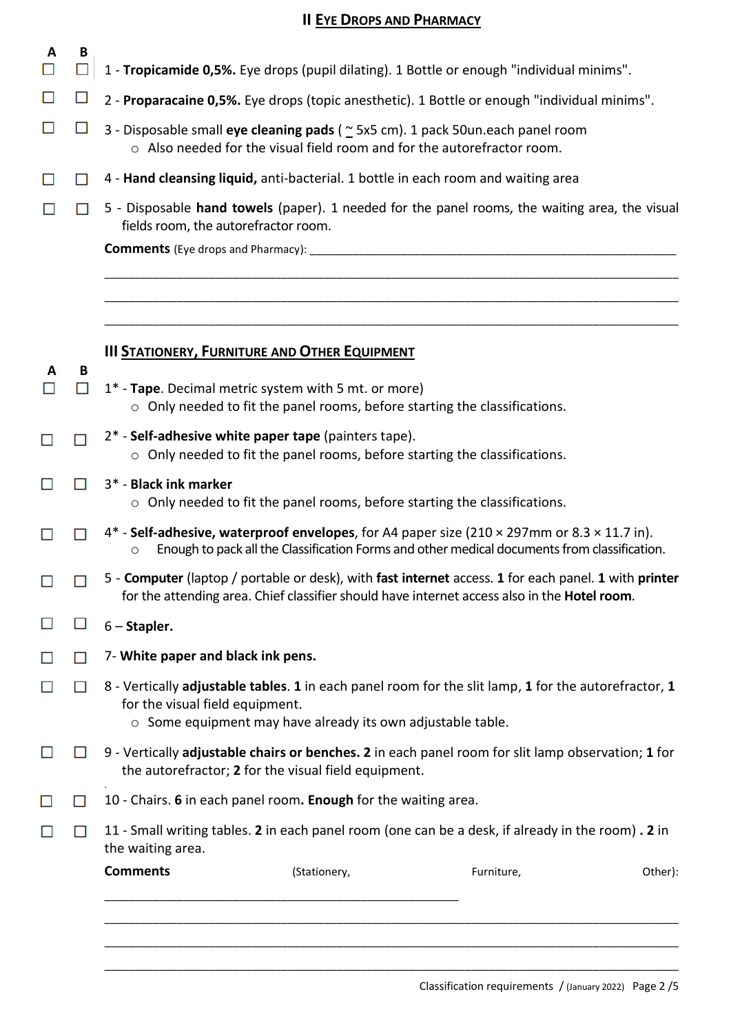## II Eye Drops and Pharmacy

| A | B | |
|---|---|---|
| ☐ | ☐ | 1 - **Tropicamide 0,5%.** Eye drops (pupil dilating). 1 Bottle or enough "individual minims". |
| ☐ | ☐ | 2 - **Proparacaine 0,5%.** Eye drops (topic anesthetic). 1 Bottle or enough "individual minims". |
| ☐ | ☐ | 3 - Disposable small **eye cleaning pads** ( ~ 5x5 cm). 1 pack 50un.each panel room<br>○ Also needed for the visual field room and for the autorefractor room. |
| ☐ | ☐ | 4 - **Hand cleansing liquid,** anti-bacterial. 1 bottle in each room and waiting area |
| ☐ | ☐ | 5 - Disposable **hand towels** (paper). 1 needed for the panel rooms, the waiting area, the visual fields room, the autorefractor room. |

**Comments** (Eye drops and Pharmacy): ______________________________________________

________________________________________________________________________

________________________________________________________________________

________________________________________________________________________

## III Stationery, Furniture and Other Equipment

| A | B | |
|---|---|---|
| ☐ | ☐ | 1* - **Tape**. Decimal metric system with 5 mt. or more)<br>○ Only needed to fit the panel rooms, before starting the classifications. |
| ☐ | ☐ | 2* - **Self-adhesive white paper tape** (painters tape).<br>○ Only needed to fit the panel rooms, before starting the classifications. |
| ☐ | ☐ | 3* - **Black ink marker**<br>○ Only needed to fit the panel rooms, before starting the classifications. |
| ☐ | ☐ | 4* - **Self-adhesive, waterproof envelopes**, for A4 paper size (210 × 297mm or 8.3 × 11.7 in).<br>○ Enough to pack all the Classification Forms and other medical documents from classification. |
| ☐ | ☐ | 5 - **Computer** (laptop / portable or desk), with **fast internet** access. **1** for each panel. **1** with **printer** for the attending area. Chief classifier should have internet access also in the **Hotel room**. |
| ☐ | ☐ | 6 – **Stapler.** |
| ☐ | ☐ | 7- **White paper and black ink pens.** |
| ☐ | ☐ | 8 - Vertically **adjustable tables**. **1** in each panel room for the slit lamp, **1** for the autorefractor, **1** for the visual field equipment.<br>○ Some equipment may have already its own adjustable table. |
| ☐ | ☐ | 9 - Vertically **adjustable chairs or benches. 2** in each panel room for slit lamp observation; **1** for the autorefractor; **2** for the visual field equipment. |
| ☐ | ☐ | 10 - Chairs. **6** in each panel room**. Enough** for the waiting area. |
| ☐ | ☐ | 11 - Small writing tables. **2** in each panel room (one can be a desk, if already in the room) **. 2** in the waiting area. |

**Comments** (Stationery, Furniture, Other): ______________________________________________

________________________________________________________________________

________________________________________________________________________

________________________________________________________________________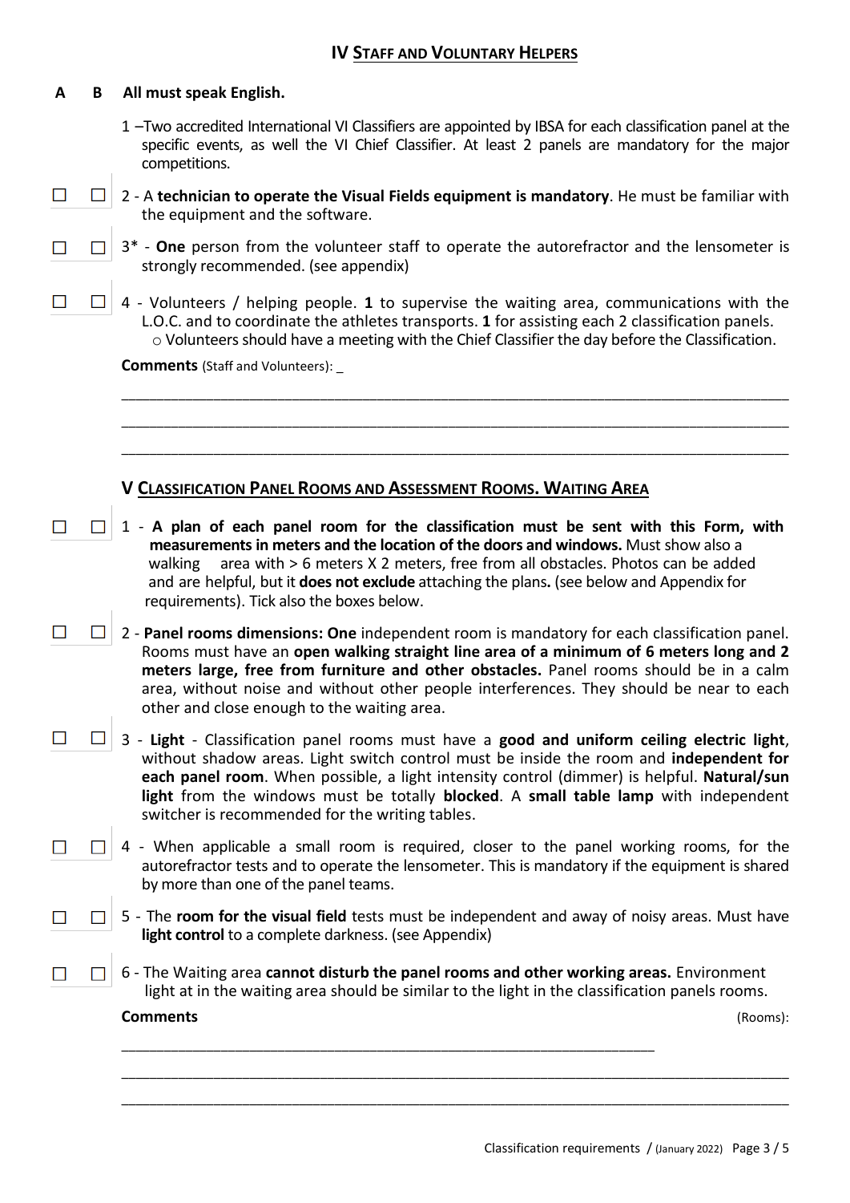## IV STAFF AND VOLUNTARY HELPERS

**A B All must speak English.**

1 –Two accredited International VI Classifiers are appointed by IBSA for each classification panel at the specific events, as well the VI Chief Classifier. At least 2 panels are mandatory for the major competitions.

☐ ☐ 2 - A **technician to operate the Visual Fields equipment is mandatory**. He must be familiar with the equipment and the software.

☐ ☐ 3* - **One** person from the volunteer staff to operate the autorefractor and the lensometer is strongly recommended. (see appendix)

☐ ☐ 4 - Volunteers / helping people. **1** to supervise the waiting area, communications with the L.O.C. and to coordinate the athletes transports. **1** for assisting each 2 classification panels.
- Volunteers should have a meeting with the Chief Classifier the day before the Classification.

**Comments** (Staff and Volunteers): _

___________________________________________________________________________

___________________________________________________________________________

___________________________________________________________________________

## V CLASSIFICATION PANEL ROOMS AND ASSESSMENT ROOMS. WAITING AREA

☐ ☐ 1 - **A plan of each panel room for the classification must be sent with this Form, with measurements in meters and the location of the doors and windows.** Must show also a walking area with > 6 meters X 2 meters, free from all obstacles. Photos can be added and are helpful, but it **does not exclude** attaching the plans**.** (see below and Appendix for requirements). Tick also the boxes below.

☐ ☐ 2 - **Panel rooms dimensions: One** independent room is mandatory for each classification panel. Rooms must have an **open walking straight line area of a minimum of 6 meters long and 2 meters large, free from furniture and other obstacles.** Panel rooms should be in a calm area, without noise and without other people interferences. They should be near to each other and close enough to the waiting area.

☐ ☐ 3 - **Light** - Classification panel rooms must have a **good and uniform ceiling electric light**, without shadow areas. Light switch control must be inside the room and **independent for each panel room**. When possible, a light intensity control (dimmer) is helpful. **Natural/sun light** from the windows must be totally **blocked**. A **small table lamp** with independent switcher is recommended for the writing tables.

☐ ☐ 4 - When applicable a small room is required, closer to the panel working rooms, for the autorefractor tests and to operate the lensometer. This is mandatory if the equipment is shared by more than one of the panel teams.

☐ ☐ 5 - The **room for the visual field** tests must be independent and away of noisy areas. Must have **light control** to a complete darkness. (see Appendix)

☐ ☐ 6 - The Waiting area **cannot disturb the panel rooms and other working areas.** Environment light at in the waiting area should be similar to the light in the classification panels rooms.

**Comments** (Rooms):

___________________________________________________________________________

___________________________________________________________________________

___________________________________________________________________________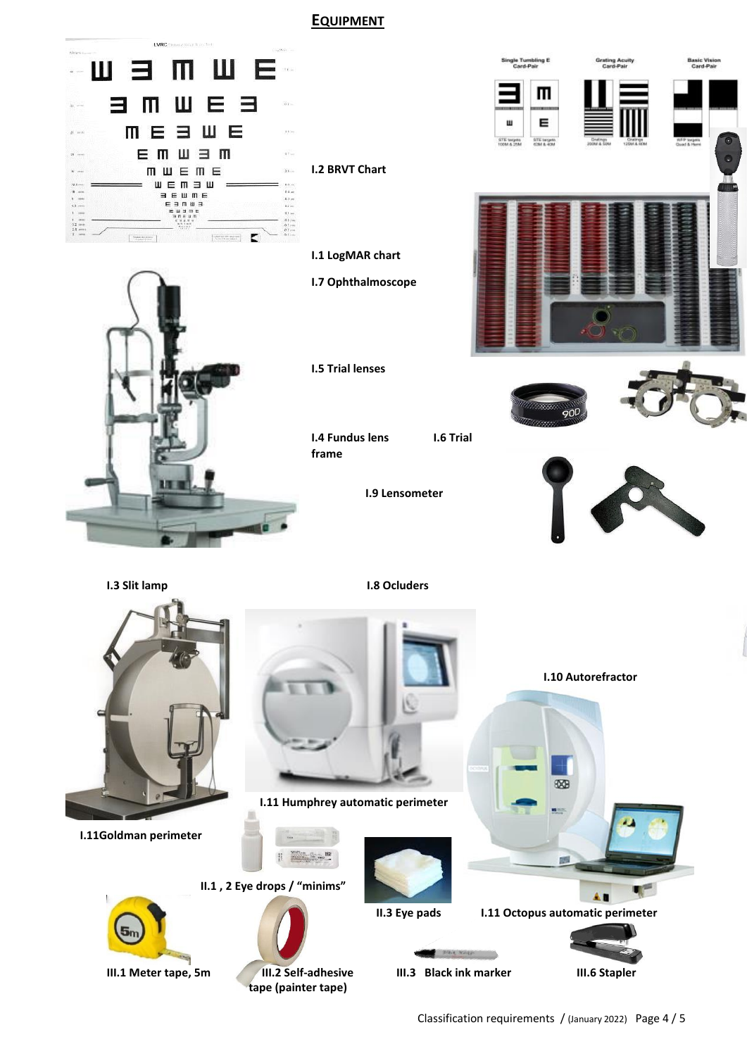## EQUIPMENT

I.2 BRVT Chart

I.1 LogMAR chart

I.7 Ophthalmoscope

I.5 Trial lenses

I.4 Fundus lens

I.6 Trial frame

I.9 Lensometer

I.3 Slit lamp

I.8 Ocluders

I.10 Autorefractor

I.11 Humphrey automatic perimeter

I.11Goldman perimeter

II.1 , 2 Eye drops / "minims"

II.3 Eye pads

I.11 Octopus automatic perimeter

III.1 Meter tape, 5m

III.2 Self-adhesive tape (painter tape)

III.3 Black ink marker

III.6 Stapler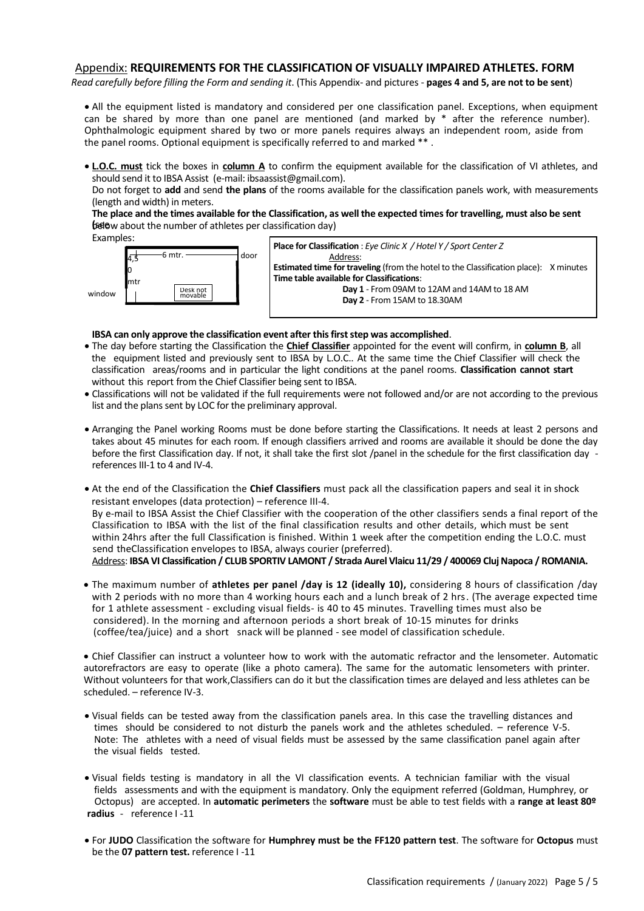## Appendix: **REQUIREMENTS FOR THE CLASSIFICATION OF VISUALLY IMPAIRED ATHLETES. FORM**

*Read carefully before filling the Form and sending it*. (This Appendix- and pictures - **pages 4 and 5, are not to be sent**)

- All the equipment listed is mandatory and considered per one classification panel. Exceptions, when equipment can be shared by more than one panel are mentioned (and marked by * after the reference number). Ophthalmologic equipment shared by two or more panels requires always an independent room, aside from the panel rooms. Optional equipment is specifically referred to and marked ** .

- **L.O.C. must** tick the boxes in **column A** to confirm the equipment available for the classification of VI athletes, and should send it to IBSA Assist (e-mail: ibsaassist@gmail.com).

  Do not forget to **add** and send **the plans** of the rooms available for the classification panels work, with measurements (length and width) in meters.

  **The place and the times available for the Classification, as well the expected times for travelling, must also be sent** (see below about the number of athletes per classification day)

  Examples:

  4,5 0 mtr — 6 mtr. — door — window — Desk not movable

  **Place for Classification** : *Eye Clinic X / Hotel Y / Sport Center Z*
  Address:
  **Estimated time for traveling** (from the hotel to the Classification place): X minutes
  **Time table available for Classifications**:
  **Day 1** - From 09AM to 12AM and 14AM to 18 AM
  **Day 2** - From 15AM to 18.30AM

  **IBSA can only approve the classification event after this first step was accomplished**.

- The day before starting the Classification the **Chief Classifier** appointed for the event will confirm, in **column B**, all the equipment listed and previously sent to IBSA by L.O.C.. At the same time the Chief Classifier will check the classification areas/rooms and in particular the light conditions at the panel rooms. **Classification cannot start** without this report from the Chief Classifier being sent to IBSA.
- Classifications will not be validated if the full requirements were not followed and/or are not according to the previous list and the plans sent by LOC for the preliminary approval.

- Arranging the Panel working Rooms must be done before starting the Classifications. It needs at least 2 persons and takes about 45 minutes for each room. If enough classifiers arrived and rooms are available it should be done the day before the first Classification day. If not, it shall take the first slot /panel in the schedule for the first classification day - references III-1 to 4 and IV-4.

- At the end of the Classification the **Chief Classifiers** must pack all the classification papers and seal it in shock resistant envelopes (data protection) – reference III-4.

  By e-mail to IBSA Assist the Chief Classifier with the cooperation of the other classifiers sends a final report of the Classification to IBSA with the list of the final classification results and other details, which must be sent within 24hrs after the full Classification is finished. Within 1 week after the competition ending the L.O.C. must send theClassification envelopes to IBSA, always courier (preferred).

  Address: **IBSA VI Classification / CLUB SPORTIV LAMONT / Strada Aurel Vlaicu 11/29 / 400069 Cluj Napoca / ROMANIA.**

- The maximum number of **athletes per panel /day is 12 (ideally 10),** considering 8 hours of classification /day with 2 periods with no more than 4 working hours each and a lunch break of 2 hrs. (The average expected time for 1 athlete assessment - excluding visual fields- is 40 to 45 minutes. Travelling times must also be considered). In the morning and afternoon periods a short break of 10-15 minutes for drinks (coffee/tea/juice) and a short snack will be planned - see model of classification schedule.

- Chief Classifier can instruct a volunteer how to work with the automatic refractor and the lensometer. Automatic autorefractors are easy to operate (like a photo camera). The same for the automatic lensometers with printer. Without volunteers for that work,Classifiers can do it but the classification times are delayed and less athletes can be scheduled. – reference IV-3.

- Visual fields can be tested away from the classification panels area. In this case the travelling distances and times should be considered to not disturb the panels work and the athletes scheduled. – reference V-5. Note: The athletes with a need of visual fields must be assessed by the same classification panel again after the visual fields tested.

- Visual fields testing is mandatory in all the VI classification events. A technician familiar with the visual fields assessments and with the equipment is mandatory. Only the equipment referred (Goldman, Humphrey, or Octopus) are accepted. In **automatic perimeters** the **software** must be able to test fields with a **range at least 80º radius** - reference I -11

- For **JUDO** Classification the software for **Humphrey must be the FF120 pattern test**. The software for **Octopus** must be the **07 pattern test.** reference I -11